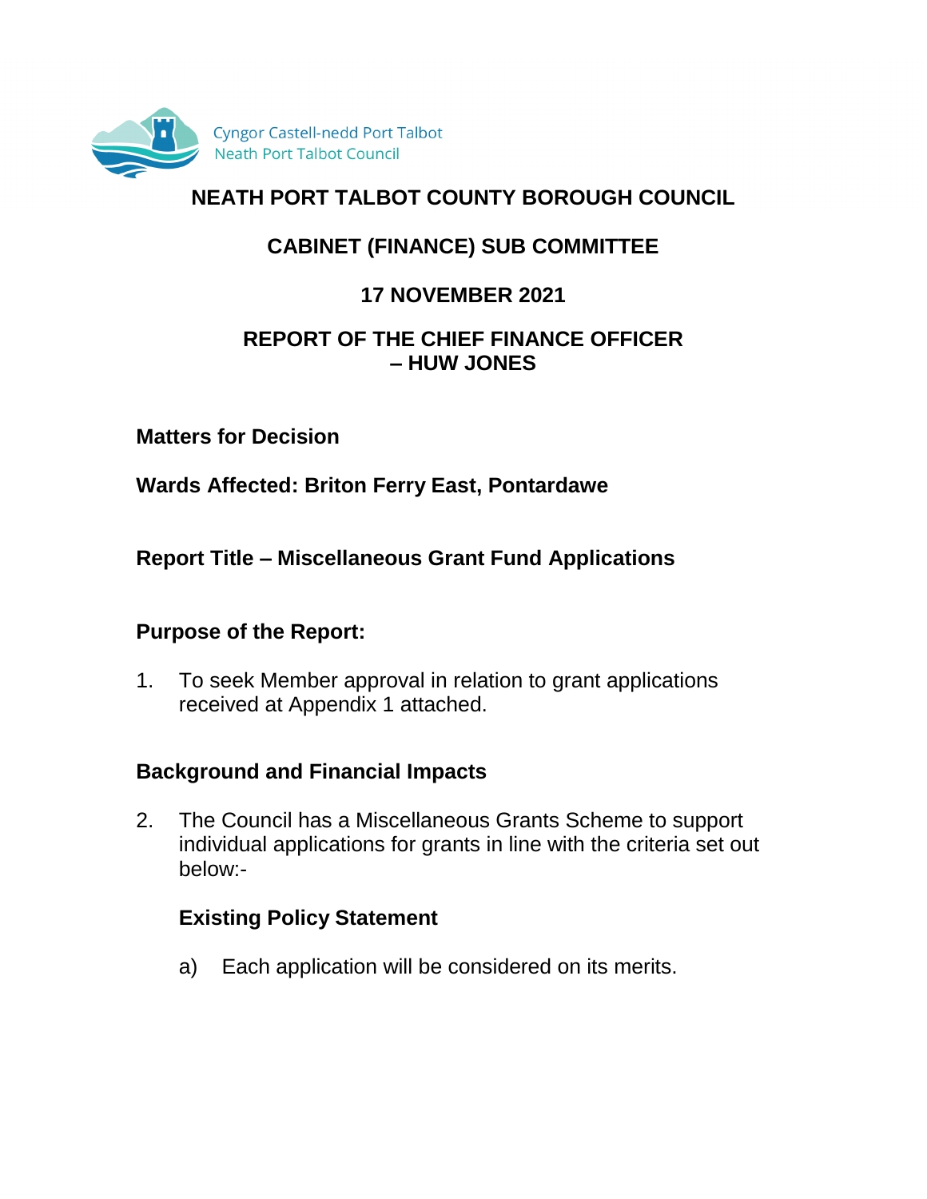Cyngor Castell-nedd Port Talbot
Neath Port Talbot Council

# NEATH PORT TALBOT COUNTY BOROUGH COUNCIL

## CABINET (FINANCE) SUB COMMITTEE

## 17 NOVEMBER 2021

## REPORT OF THE CHIEF FINANCE OFFICER – HUW JONES

**Matters for Decision**

**Wards Affected: Briton Ferry East, Pontardawe**

**Report Title – Miscellaneous Grant Fund Applications**

**Purpose of the Report:**

1. To seek Member approval in relation to grant applications received at Appendix 1 attached.

**Background and Financial Impacts**

2. The Council has a Miscellaneous Grants Scheme to support individual applications for grants in line with the criteria set out below:-

   **Existing Policy Statement**

   a) Each application will be considered on its merits.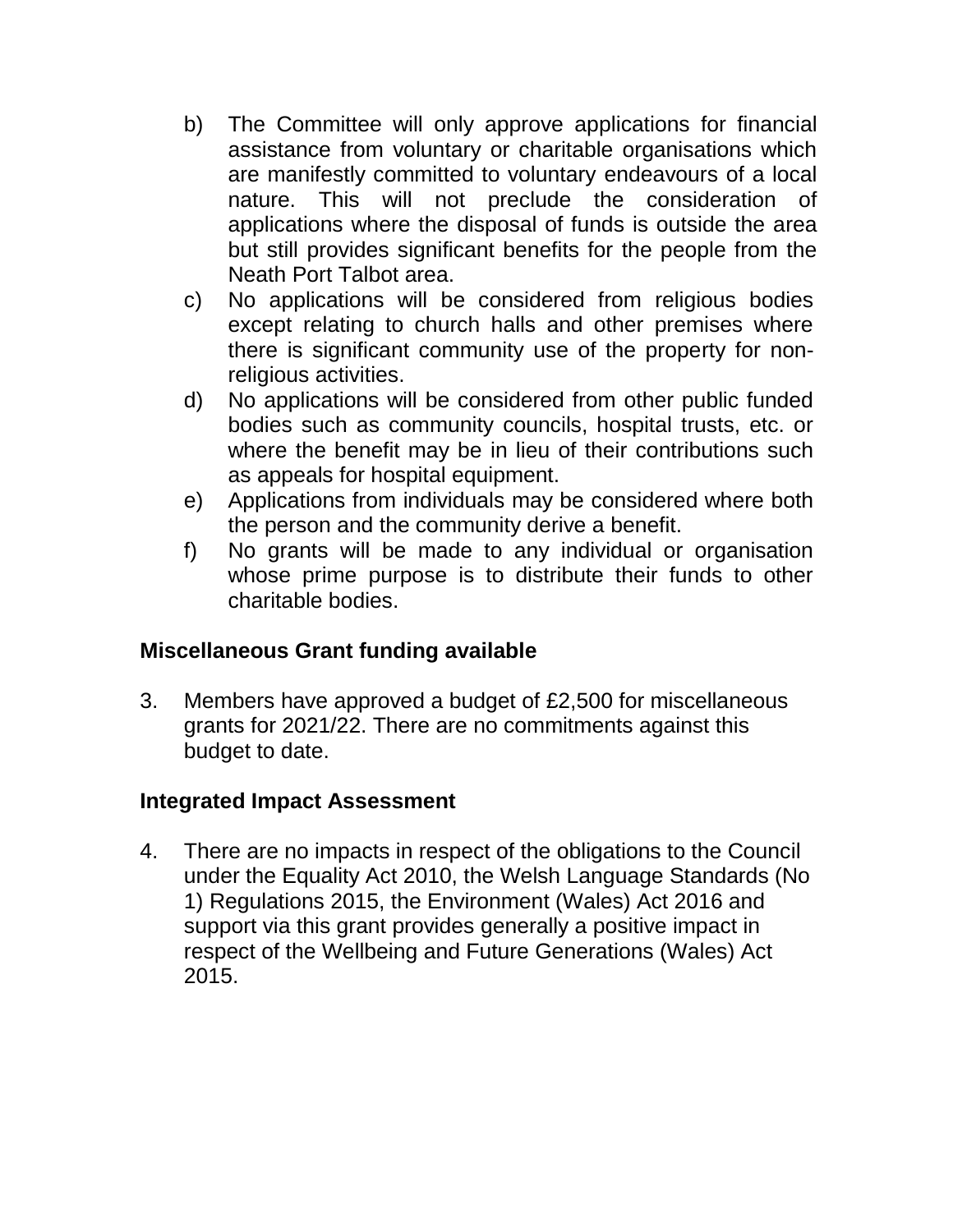b) The Committee will only approve applications for financial assistance from voluntary or charitable organisations which are manifestly committed to voluntary endeavours of a local nature. This will not preclude the consideration of applications where the disposal of funds is outside the area but still provides significant benefits for the people from the Neath Port Talbot area.
c) No applications will be considered from religious bodies except relating to church halls and other premises where there is significant community use of the property for non-religious activities.
d) No applications will be considered from other public funded bodies such as community councils, hospital trusts, etc. or where the benefit may be in lieu of their contributions such as appeals for hospital equipment.
e) Applications from individuals may be considered where both the person and the community derive a benefit.
f) No grants will be made to any individual or organisation whose prime purpose is to distribute their funds to other charitable bodies.

**Miscellaneous Grant funding available**

3. Members have approved a budget of £2,500 for miscellaneous grants for 2021/22. There are no commitments against this budget to date.

**Integrated Impact Assessment**

4. There are no impacts in respect of the obligations to the Council under the Equality Act 2010, the Welsh Language Standards (No 1) Regulations 2015, the Environment (Wales) Act 2016 and support via this grant provides generally a positive impact in respect of the Wellbeing and Future Generations (Wales) Act 2015.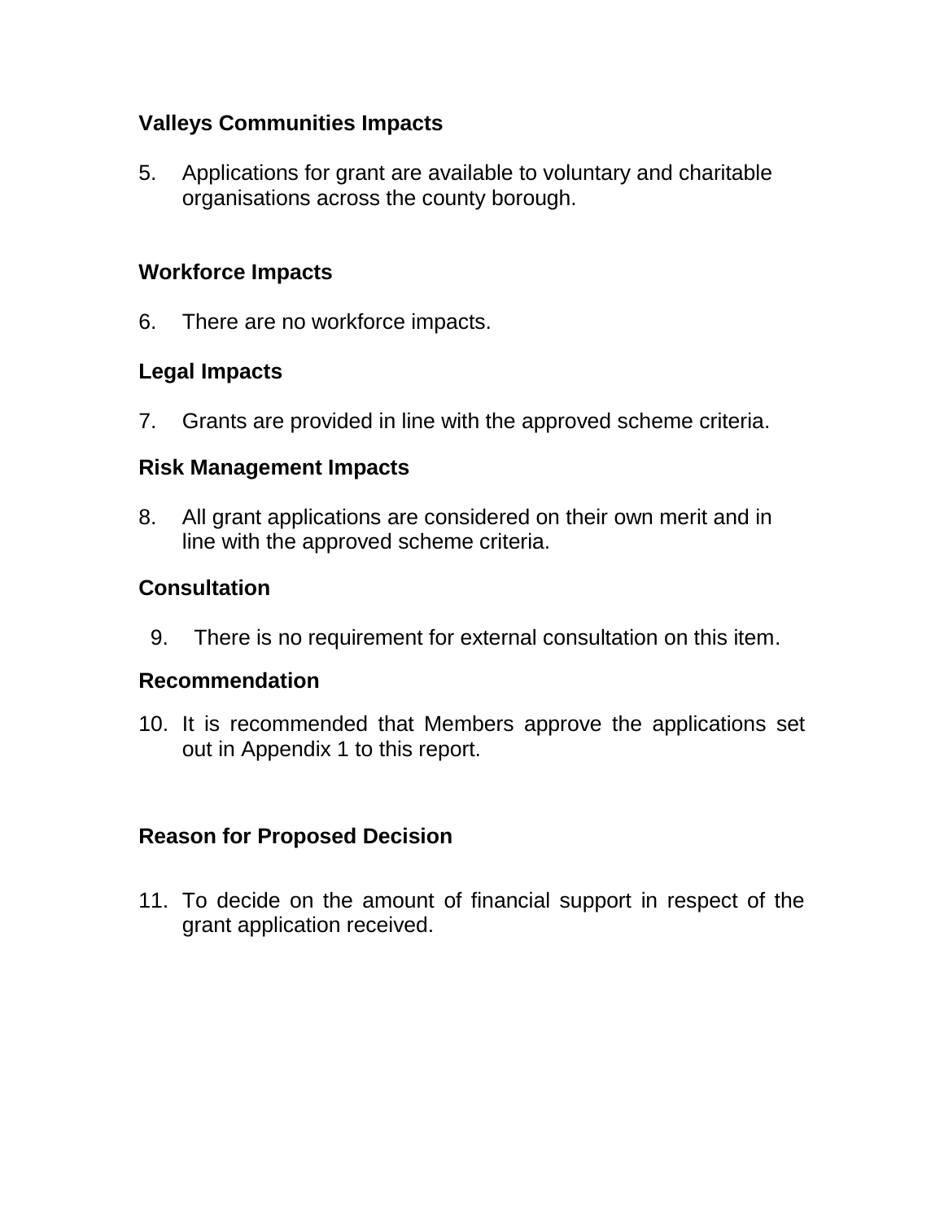**Valleys Communities Impacts**

5. Applications for grant are available to voluntary and charitable organisations across the county borough.

**Workforce Impacts**

6. There are no workforce impacts.

**Legal Impacts**

7. Grants are provided in line with the approved scheme criteria.

**Risk Management Impacts**

8. All grant applications are considered on their own merit and in line with the approved scheme criteria.

**Consultation**

9. There is no requirement for external consultation on this item.

**Recommendation**

10. It is recommended that Members approve the applications set out in Appendix 1 to this report.

**Reason for Proposed Decision**

11. To decide on the amount of financial support in respect of the grant application received.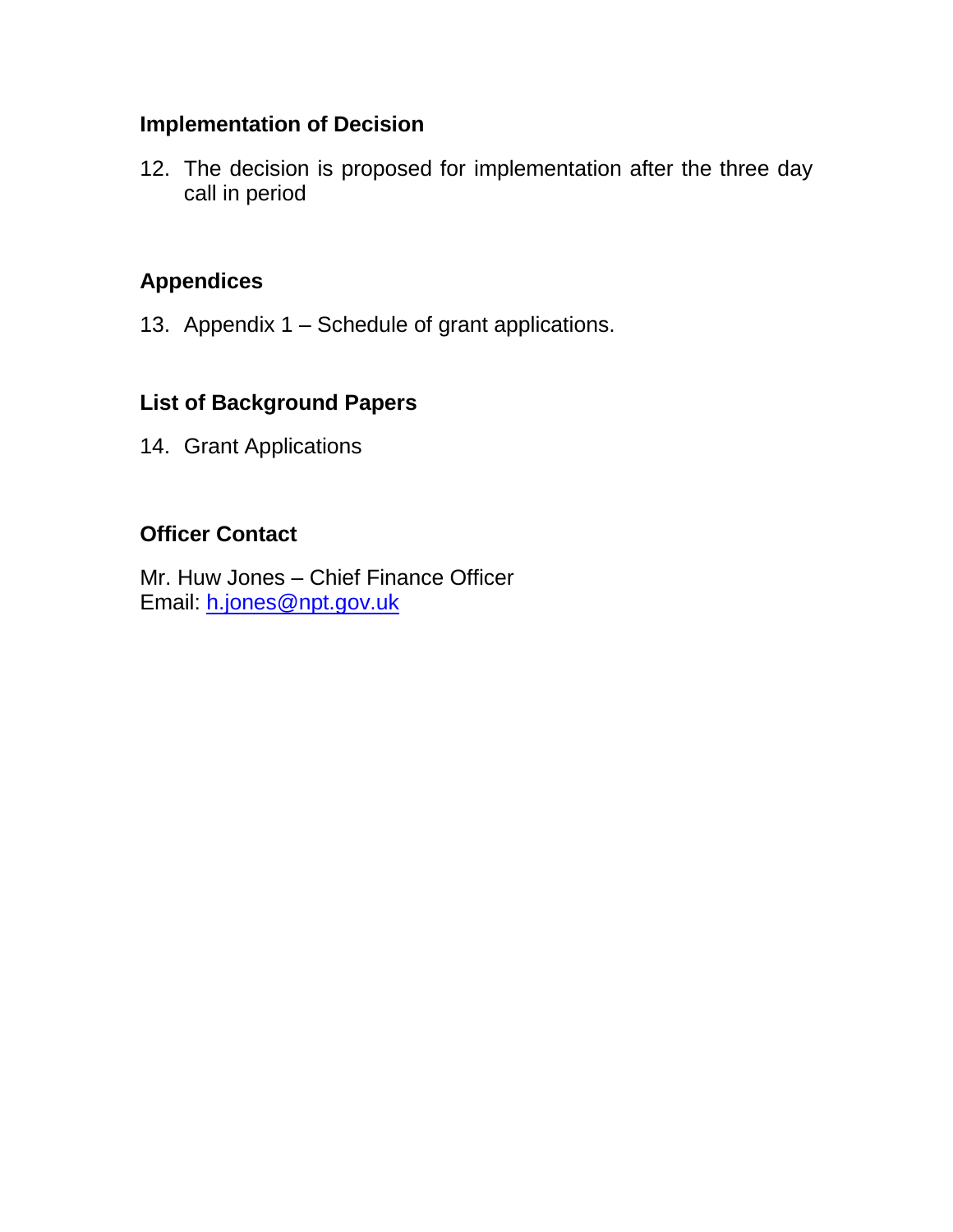### Implementation of Decision

12. The decision is proposed for implementation after the three day call in period

### Appendices

13. Appendix 1 – Schedule of grant applications.

### List of Background Papers

14. Grant Applications

### Officer Contact

Mr. Huw Jones – Chief Finance Officer
Email: h.jones@npt.gov.uk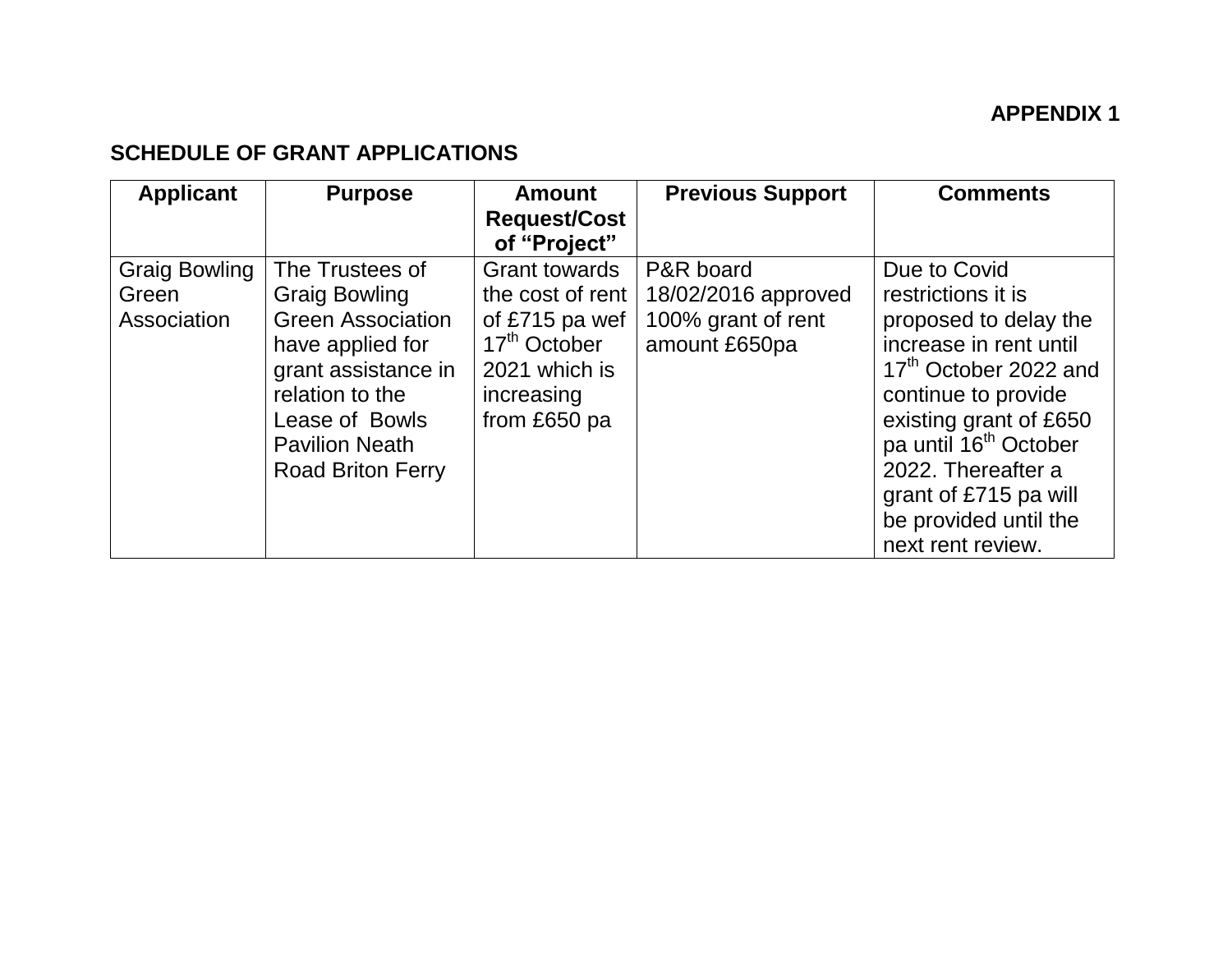**APPENDIX 1**

**SCHEDULE OF GRANT APPLICATIONS**

| Applicant | Purpose | Amount Request/Cost of "Project" | Previous Support | Comments |
| --- | --- | --- | --- | --- |
| Graig Bowling Green Association | The Trustees of Graig Bowling Green Association have applied for grant assistance in relation to the Lease of Bowls Pavilion Neath Road Briton Ferry | Grant towards the cost of rent of £715 pa wef 17th October 2021 which is increasing from £650 pa | P&R board 18/02/2016 approved 100% grant of rent amount £650pa | Due to Covid restrictions it is proposed to delay the increase in rent until 17th October 2022 and continue to provide existing grant of £650 pa until 16th October 2022. Thereafter a grant of £715 pa will be provided until the next rent review. |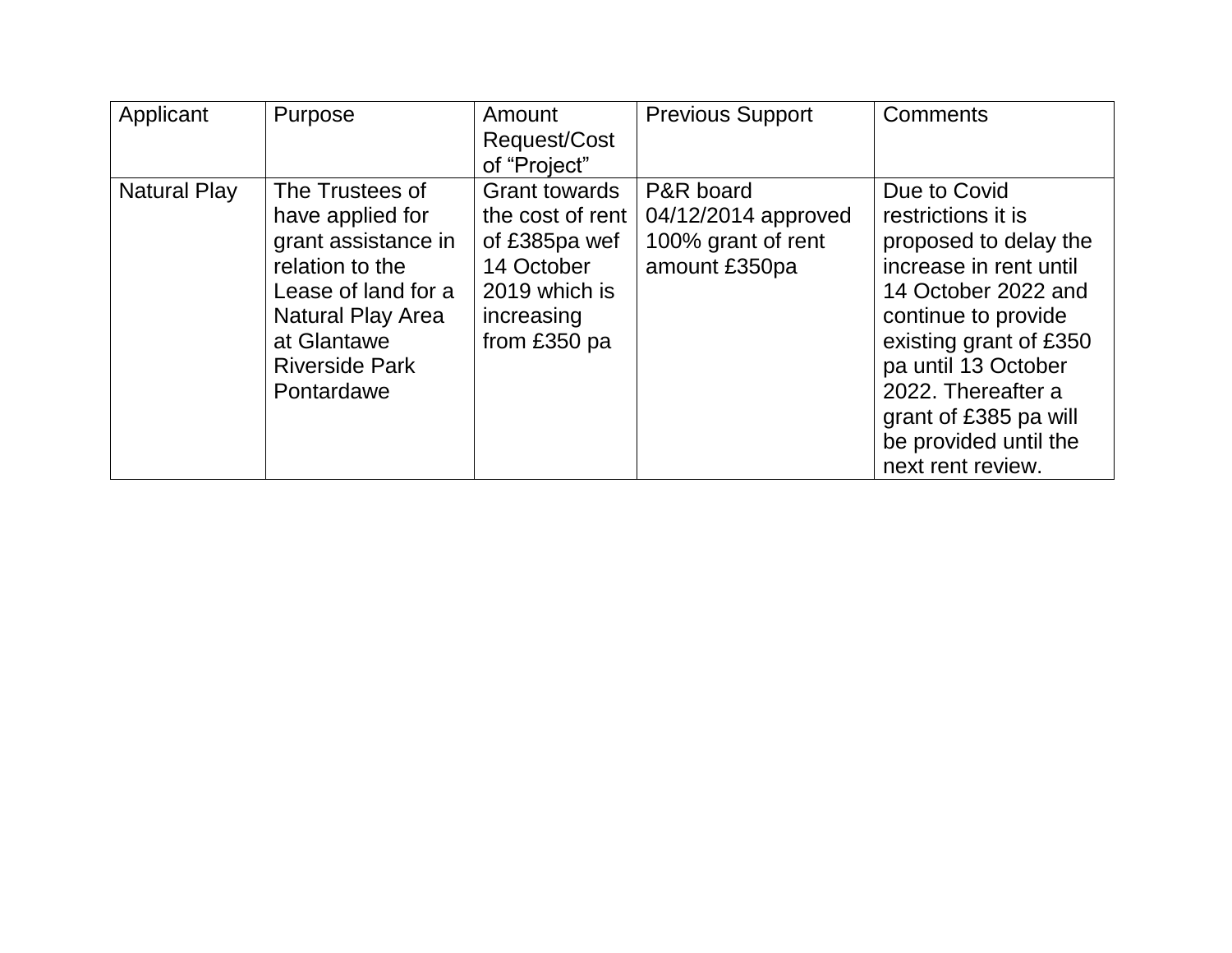| Applicant | Purpose | Amount Request/Cost of "Project" | Previous Support | Comments |
|---|---|---|---|---|
| Natural Play | The Trustees of have applied for grant assistance in relation to the Lease of land for a Natural Play Area at Glantawe Riverside Park Pontardawe | Grant towards the cost of rent of £385pa wef 14 October 2019 which is increasing from £350 pa | P&R board 04/12/2014 approved 100% grant of rent amount £350pa | Due to Covid restrictions it is proposed to delay the increase in rent until 14 October 2022 and continue to provide existing grant of £350 pa until 13 October 2022. Thereafter a grant of £385 pa will be provided until the next rent review. |